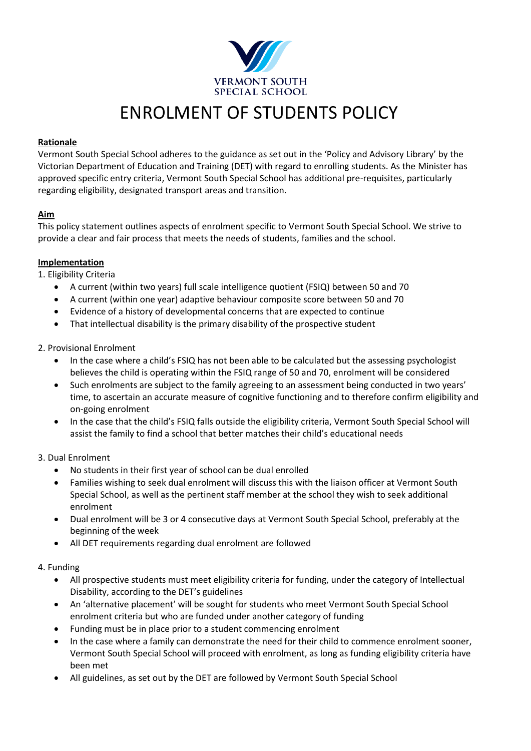VERMONT SOUTH
SPECIAL SCHOOL

# ENROLMENT OF STUDENTS POLICY

**Rationale**

Vermont South Special School adheres to the guidance as set out in the 'Policy and Advisory Library' by the Victorian Department of Education and Training (DET) with regard to enrolling students. As the Minister has approved specific entry criteria, Vermont South Special School has additional pre-requisites, particularly regarding eligibility, designated transport areas and transition.

**Aim**

This policy statement outlines aspects of enrolment specific to Vermont South Special School. We strive to provide a clear and fair process that meets the needs of students, families and the school.

**Implementation**

1. Eligibility Criteria
   - A current (within two years) full scale intelligence quotient (FSIQ) between 50 and 70
   - A current (within one year) adaptive behaviour composite score between 50 and 70
   - Evidence of a history of developmental concerns that are expected to continue
   - That intellectual disability is the primary disability of the prospective student

2. Provisional Enrolment
   - In the case where a child's FSIQ has not been able to be calculated but the assessing psychologist believes the child is operating within the FSIQ range of 50 and 70, enrolment will be considered
   - Such enrolments are subject to the family agreeing to an assessment being conducted in two years' time, to ascertain an accurate measure of cognitive functioning and to therefore confirm eligibility and on-going enrolment
   - In the case that the child's FSIQ falls outside the eligibility criteria, Vermont South Special School will assist the family to find a school that better matches their child's educational needs

3. Dual Enrolment
   - No students in their first year of school can be dual enrolled
   - Families wishing to seek dual enrolment will discuss this with the liaison officer at Vermont South Special School, as well as the pertinent staff member at the school they wish to seek additional enrolment
   - Dual enrolment will be 3 or 4 consecutive days at Vermont South Special School, preferably at the beginning of the week
   - All DET requirements regarding dual enrolment are followed

4. Funding
   - All prospective students must meet eligibility criteria for funding, under the category of Intellectual Disability, according to the DET's guidelines
   - An 'alternative placement' will be sought for students who meet Vermont South Special School enrolment criteria but who are funded under another category of funding
   - Funding must be in place prior to a student commencing enrolment
   - In the case where a family can demonstrate the need for their child to commence enrolment sooner, Vermont South Special School will proceed with enrolment, as long as funding eligibility criteria have been met
   - All guidelines, as set out by the DET are followed by Vermont South Special School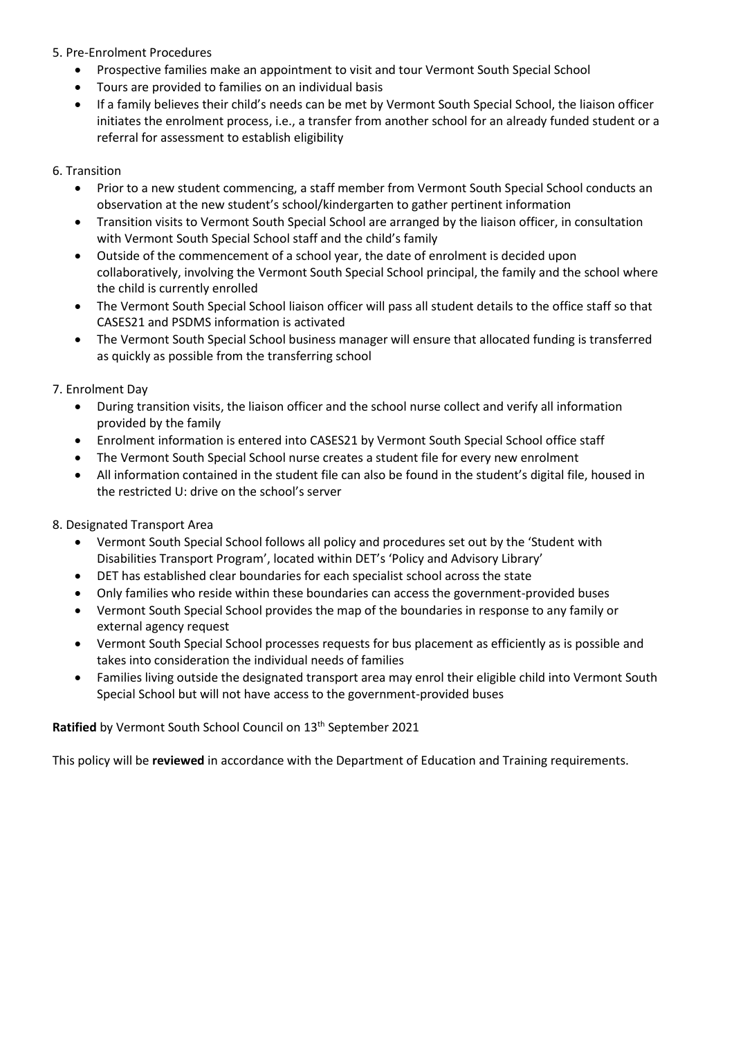5. Pre-Enrolment Procedures

- Prospective families make an appointment to visit and tour Vermont South Special School
- Tours are provided to families on an individual basis
- If a family believes their child's needs can be met by Vermont South Special School, the liaison officer initiates the enrolment process, i.e., a transfer from another school for an already funded student or a referral for assessment to establish eligibility

6. Transition

- Prior to a new student commencing, a staff member from Vermont South Special School conducts an observation at the new student's school/kindergarten to gather pertinent information
- Transition visits to Vermont South Special School are arranged by the liaison officer, in consultation with Vermont South Special School staff and the child's family
- Outside of the commencement of a school year, the date of enrolment is decided upon collaboratively, involving the Vermont South Special School principal, the family and the school where the child is currently enrolled
- The Vermont South Special School liaison officer will pass all student details to the office staff so that CASES21 and PSDMS information is activated
- The Vermont South Special School business manager will ensure that allocated funding is transferred as quickly as possible from the transferring school

7. Enrolment Day

- During transition visits, the liaison officer and the school nurse collect and verify all information provided by the family
- Enrolment information is entered into CASES21 by Vermont South Special School office staff
- The Vermont South Special School nurse creates a student file for every new enrolment
- All information contained in the student file can also be found in the student's digital file, housed in the restricted U: drive on the school's server

8. Designated Transport Area

- Vermont South Special School follows all policy and procedures set out by the 'Student with Disabilities Transport Program', located within DET's 'Policy and Advisory Library'
- DET has established clear boundaries for each specialist school across the state
- Only families who reside within these boundaries can access the government-provided buses
- Vermont South Special School provides the map of the boundaries in response to any family or external agency request
- Vermont South Special School processes requests for bus placement as efficiently as is possible and takes into consideration the individual needs of families
- Families living outside the designated transport area may enrol their eligible child into Vermont South Special School but will not have access to the government-provided buses

**Ratified** by Vermont South School Council on 13th September 2021

This policy will be **reviewed** in accordance with the Department of Education and Training requirements.